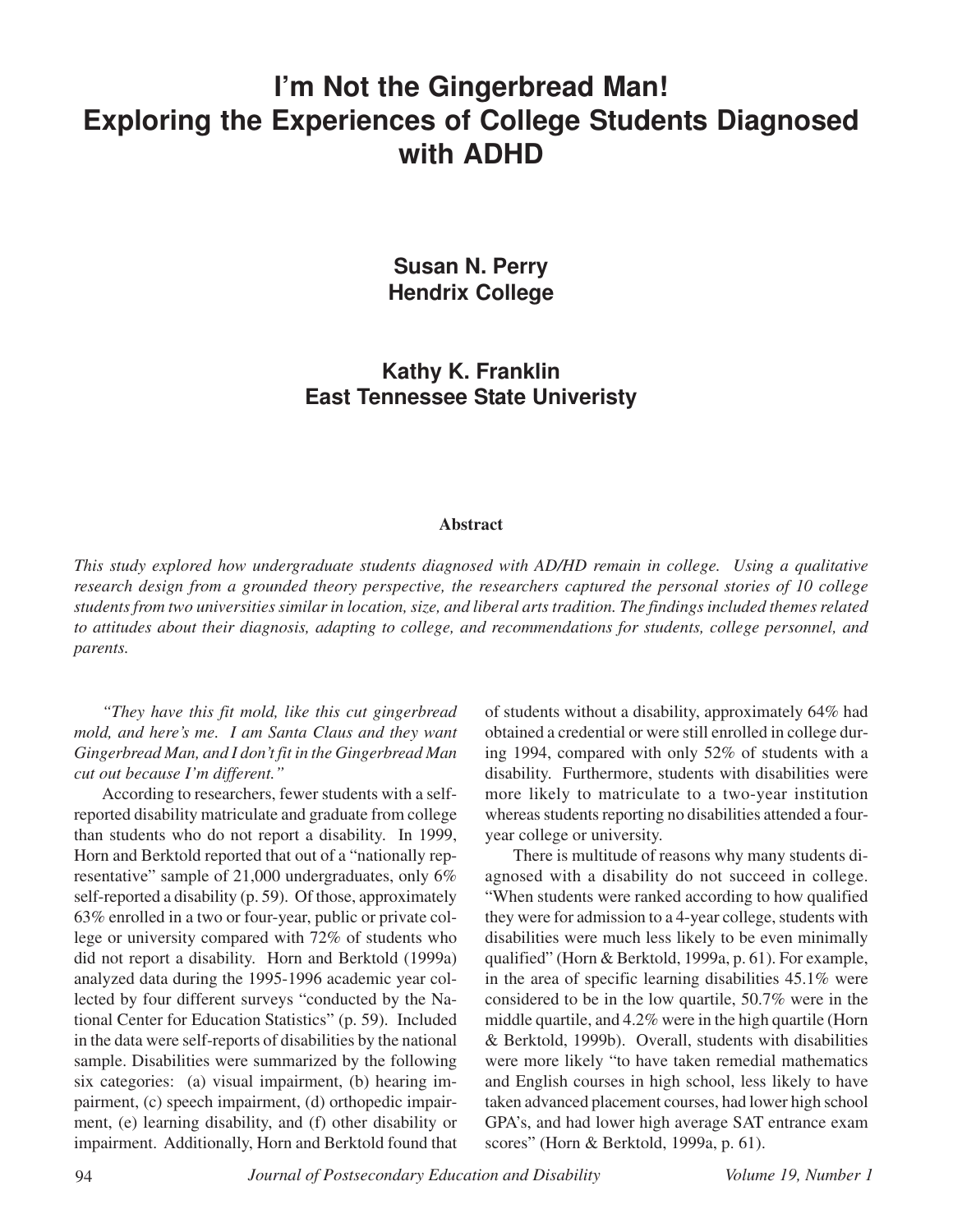# I'm Not the Gingerbread Man! Exploring the Experiences of College Students Diagnosed with ADHD

**Susan N. Perry**
**Hendrix College**

**Kathy K. Franklin**
**East Tennessee State Univeristy**

### Abstract

*This study explored how undergraduate students diagnosed with AD/HD remain in college. Using a qualitative research design from a grounded theory perspective, the researchers captured the personal stories of 10 college students from two universities similar in location, size, and liberal arts tradition. The findings included themes related to attitudes about their diagnosis, adapting to college, and recommendations for students, college personnel, and parents.*

*"They have this fit mold, like this cut gingerbread mold, and here's me. I am Santa Claus and they want Gingerbread Man, and I don't fit in the Gingerbread Man cut out because I'm different."*

According to researchers, fewer students with a self-reported disability matriculate and graduate from college than students who do not report a disability. In 1999, Horn and Berktold reported that out of a "nationally representative" sample of 21,000 undergraduates, only 6% self-reported a disability (p. 59). Of those, approximately 63% enrolled in a two or four-year, public or private college or university compared with 72% of students who did not report a disability. Horn and Berktold (1999a) analyzed data during the 1995-1996 academic year collected by four different surveys "conducted by the National Center for Education Statistics" (p. 59). Included in the data were self-reports of disabilities by the national sample. Disabilities were summarized by the following six categories: (a) visual impairment, (b) hearing impairment, (c) speech impairment, (d) orthopedic impairment, (e) learning disability, and (f) other disability or impairment. Additionally, Horn and Berktold found that of students without a disability, approximately 64% had obtained a credential or were still enrolled in college during 1994, compared with only 52% of students with a disability. Furthermore, students with disabilities were more likely to matriculate to a two-year institution whereas students reporting no disabilities attended a four-year college or university.

There is multitude of reasons why many students diagnosed with a disability do not succeed in college. "When students were ranked according to how qualified they were for admission to a 4-year college, students with disabilities were much less likely to be even minimally qualified" (Horn & Berktold, 1999a, p. 61). For example, in the area of specific learning disabilities 45.1% were considered to be in the low quartile, 50.7% were in the middle quartile, and 4.2% were in the high quartile (Horn & Berktold, 1999b). Overall, students with disabilities were more likely "to have taken remedial mathematics and English courses in high school, less likely to have taken advanced placement courses, had lower high school GPA's, and had lower high average SAT entrance exam scores" (Horn & Berktold, 1999a, p. 61).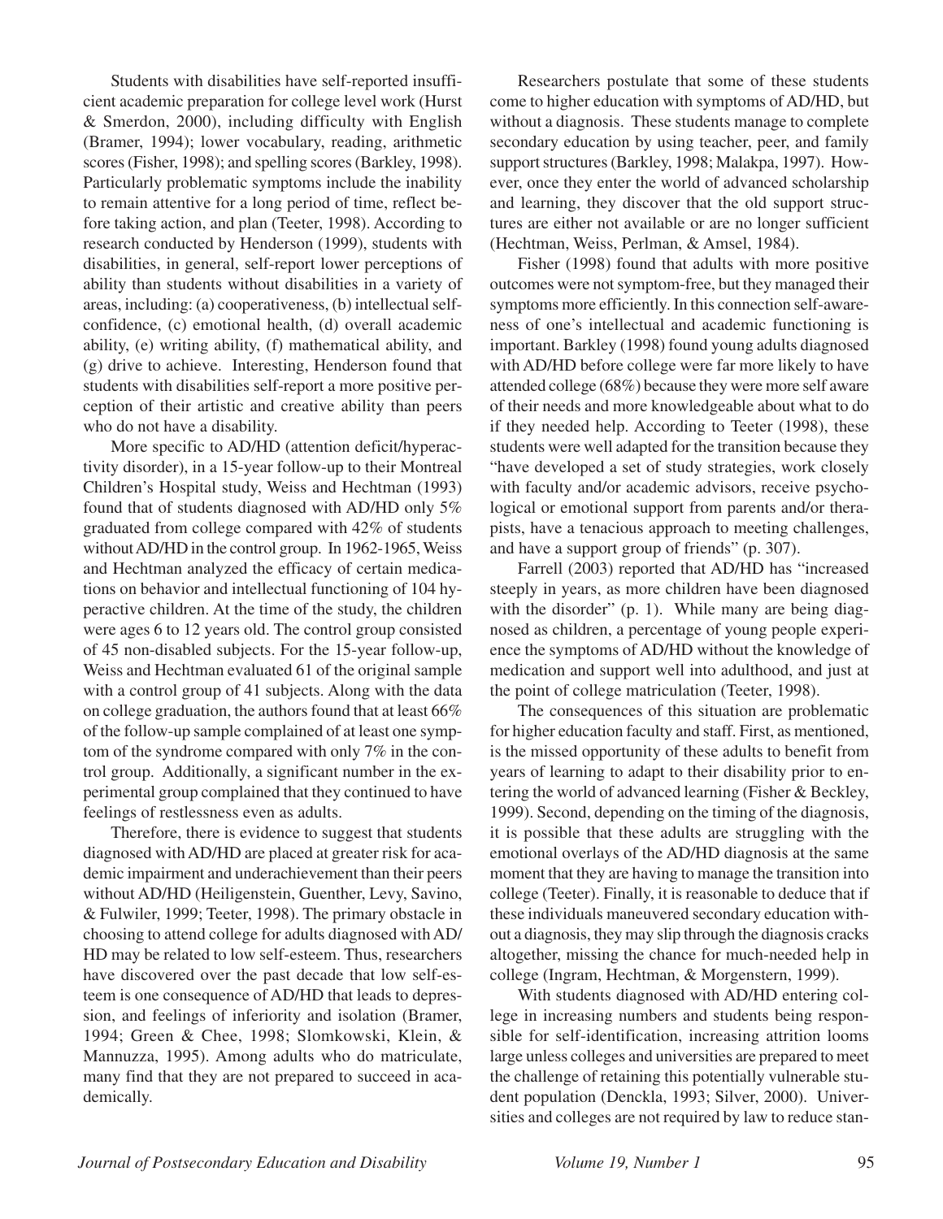Students with disabilities have self-reported insufficient academic preparation for college level work (Hurst & Smerdon, 2000), including difficulty with English (Bramer, 1994); lower vocabulary, reading, arithmetic scores (Fisher, 1998); and spelling scores (Barkley, 1998). Particularly problematic symptoms include the inability to remain attentive for a long period of time, reflect before taking action, and plan (Teeter, 1998). According to research conducted by Henderson (1999), students with disabilities, in general, self-report lower perceptions of ability than students without disabilities in a variety of areas, including: (a) cooperativeness, (b) intellectual self-confidence, (c) emotional health, (d) overall academic ability, (e) writing ability, (f) mathematical ability, and (g) drive to achieve. Interesting, Henderson found that students with disabilities self-report a more positive perception of their artistic and creative ability than peers who do not have a disability.

More specific to AD/HD (attention deficit/hyperactivity disorder), in a 15-year follow-up to their Montreal Children's Hospital study, Weiss and Hechtman (1993) found that of students diagnosed with AD/HD only 5% graduated from college compared with 42% of students without AD/HD in the control group. In 1962-1965, Weiss and Hechtman analyzed the efficacy of certain medications on behavior and intellectual functioning of 104 hyperactive children. At the time of the study, the children were ages 6 to 12 years old. The control group consisted of 45 non-disabled subjects. For the 15-year follow-up, Weiss and Hechtman evaluated 61 of the original sample with a control group of 41 subjects. Along with the data on college graduation, the authors found that at least 66% of the follow-up sample complained of at least one symptom of the syndrome compared with only 7% in the control group. Additionally, a significant number in the experimental group complained that they continued to have feelings of restlessness even as adults.

Therefore, there is evidence to suggest that students diagnosed with AD/HD are placed at greater risk for academic impairment and underachievement than their peers without AD/HD (Heiligenstein, Guenther, Levy, Savino, & Fulwiler, 1999; Teeter, 1998). The primary obstacle in choosing to attend college for adults diagnosed with AD/HD may be related to low self-esteem. Thus, researchers have discovered over the past decade that low self-esteem is one consequence of AD/HD that leads to depression, and feelings of inferiority and isolation (Bramer, 1994; Green & Chee, 1998; Slomkowski, Klein, & Mannuzza, 1995). Among adults who do matriculate, many find that they are not prepared to succeed in academically.

Researchers postulate that some of these students come to higher education with symptoms of AD/HD, but without a diagnosis. These students manage to complete secondary education by using teacher, peer, and family support structures (Barkley, 1998; Malakpa, 1997). However, once they enter the world of advanced scholarship and learning, they discover that the old support structures are either not available or are no longer sufficient (Hechtman, Weiss, Perlman, & Amsel, 1984).

Fisher (1998) found that adults with more positive outcomes were not symptom-free, but they managed their symptoms more efficiently. In this connection self-awareness of one's intellectual and academic functioning is important. Barkley (1998) found young adults diagnosed with AD/HD before college were far more likely to have attended college (68%) because they were more self aware of their needs and more knowledgeable about what to do if they needed help. According to Teeter (1998), these students were well adapted for the transition because they "have developed a set of study strategies, work closely with faculty and/or academic advisors, receive psychological or emotional support from parents and/or therapists, have a tenacious approach to meeting challenges, and have a support group of friends" (p. 307).

Farrell (2003) reported that AD/HD has "increased steeply in years, as more children have been diagnosed with the disorder" (p. 1). While many are being diagnosed as children, a percentage of young people experience the symptoms of AD/HD without the knowledge of medication and support well into adulthood, and just at the point of college matriculation (Teeter, 1998).

The consequences of this situation are problematic for higher education faculty and staff. First, as mentioned, is the missed opportunity of these adults to benefit from years of learning to adapt to their disability prior to entering the world of advanced learning (Fisher & Beckley, 1999). Second, depending on the timing of the diagnosis, it is possible that these adults are struggling with the emotional overlays of the AD/HD diagnosis at the same moment that they are having to manage the transition into college (Teeter). Finally, it is reasonable to deduce that if these individuals maneuvered secondary education without a diagnosis, they may slip through the diagnosis cracks altogether, missing the chance for much-needed help in college (Ingram, Hechtman, & Morgenstern, 1999).

With students diagnosed with AD/HD entering college in increasing numbers and students being responsible for self-identification, increasing attrition looms large unless colleges and universities are prepared to meet the challenge of retaining this potentially vulnerable student population (Denckla, 1993; Silver, 2000). Universities and colleges are not required by law to reduce stan-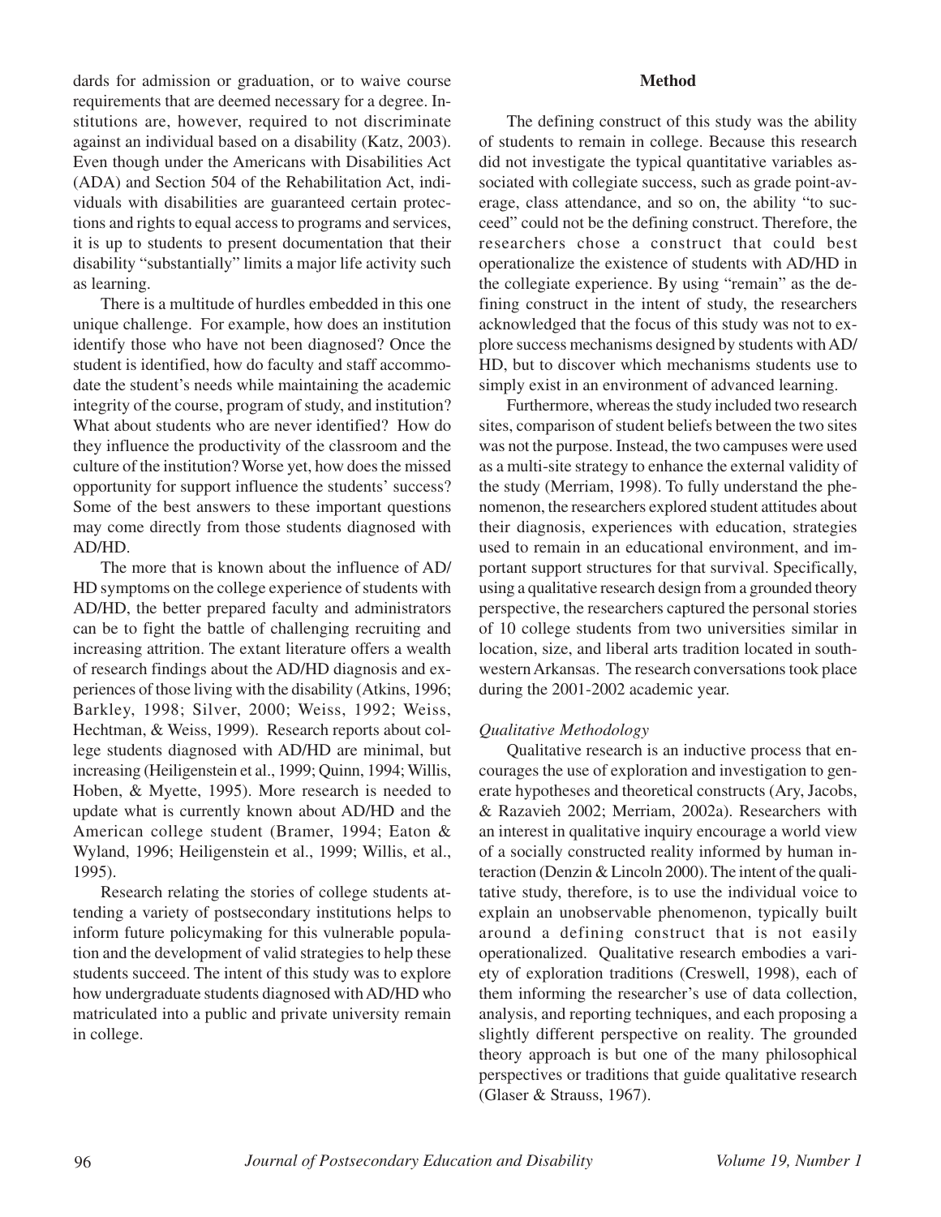dards for admission or graduation, or to waive course requirements that are deemed necessary for a degree. Institutions are, however, required to not discriminate against an individual based on a disability (Katz, 2003). Even though under the Americans with Disabilities Act (ADA) and Section 504 of the Rehabilitation Act, individuals with disabilities are guaranteed certain protections and rights to equal access to programs and services, it is up to students to present documentation that their disability "substantially" limits a major life activity such as learning.

There is a multitude of hurdles embedded in this one unique challenge. For example, how does an institution identify those who have not been diagnosed? Once the student is identified, how do faculty and staff accommodate the student's needs while maintaining the academic integrity of the course, program of study, and institution? What about students who are never identified? How do they influence the productivity of the classroom and the culture of the institution? Worse yet, how does the missed opportunity for support influence the students' success? Some of the best answers to these important questions may come directly from those students diagnosed with AD/HD.

The more that is known about the influence of AD/HD symptoms on the college experience of students with AD/HD, the better prepared faculty and administrators can be to fight the battle of challenging recruiting and increasing attrition. The extant literature offers a wealth of research findings about the AD/HD diagnosis and experiences of those living with the disability (Atkins, 1996; Barkley, 1998; Silver, 2000; Weiss, 1992; Weiss, Hechtman, & Weiss, 1999). Research reports about college students diagnosed with AD/HD are minimal, but increasing (Heiligenstein et al., 1999; Quinn, 1994; Willis, Hoben, & Myette, 1995). More research is needed to update what is currently known about AD/HD and the American college student (Bramer, 1994; Eaton & Wyland, 1996; Heiligenstein et al., 1999; Willis, et al., 1995).

Research relating the stories of college students attending a variety of postsecondary institutions helps to inform future policymaking for this vulnerable population and the development of valid strategies to help these students succeed. The intent of this study was to explore how undergraduate students diagnosed with AD/HD who matriculated into a public and private university remain in college.

## Method

The defining construct of this study was the ability of students to remain in college. Because this research did not investigate the typical quantitative variables associated with collegiate success, such as grade point-average, class attendance, and so on, the ability "to succeed" could not be the defining construct. Therefore, the researchers chose a construct that could best operationalize the existence of students with AD/HD in the collegiate experience. By using "remain" as the defining construct in the intent of study, the researchers acknowledged that the focus of this study was not to explore success mechanisms designed by students with AD/HD, but to discover which mechanisms students use to simply exist in an environment of advanced learning.

Furthermore, whereas the study included two research sites, comparison of student beliefs between the two sites was not the purpose. Instead, the two campuses were used as a multi-site strategy to enhance the external validity of the study (Merriam, 1998). To fully understand the phenomenon, the researchers explored student attitudes about their diagnosis, experiences with education, strategies used to remain in an educational environment, and important support structures for that survival. Specifically, using a qualitative research design from a grounded theory perspective, the researchers captured the personal stories of 10 college students from two universities similar in location, size, and liberal arts tradition located in southwestern Arkansas. The research conversations took place during the 2001-2002 academic year.

### *Qualitative Methodology*

Qualitative research is an inductive process that encourages the use of exploration and investigation to generate hypotheses and theoretical constructs (Ary, Jacobs, & Razavieh 2002; Merriam, 2002a). Researchers with an interest in qualitative inquiry encourage a world view of a socially constructed reality informed by human interaction (Denzin & Lincoln 2000). The intent of the qualitative study, therefore, is to use the individual voice to explain an unobservable phenomenon, typically built around a defining construct that is not easily operationalized. Qualitative research embodies a variety of exploration traditions (Creswell, 1998), each of them informing the researcher's use of data collection, analysis, and reporting techniques, and each proposing a slightly different perspective on reality. The grounded theory approach is but one of the many philosophical perspectives or traditions that guide qualitative research (Glaser & Strauss, 1967).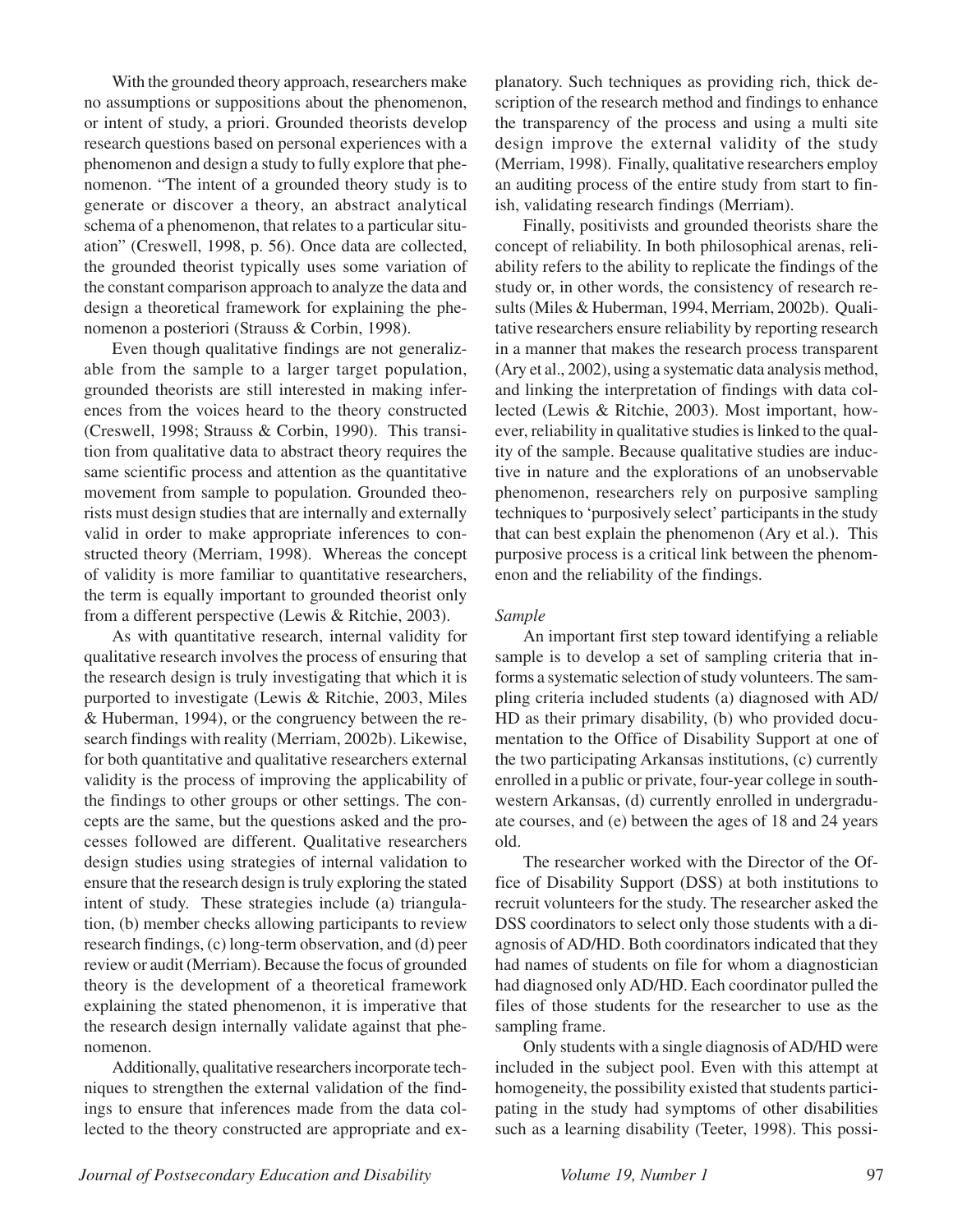With the grounded theory approach, researchers make no assumptions or suppositions about the phenomenon, or intent of study, a priori. Grounded theorists develop research questions based on personal experiences with a phenomenon and design a study to fully explore that phenomenon. "The intent of a grounded theory study is to generate or discover a theory, an abstract analytical schema of a phenomenon, that relates to a particular situation" (Creswell, 1998, p. 56). Once data are collected, the grounded theorist typically uses some variation of the constant comparison approach to analyze the data and design a theoretical framework for explaining the phenomenon a posteriori (Strauss & Corbin, 1998).

Even though qualitative findings are not generalizable from the sample to a larger target population, grounded theorists are still interested in making inferences from the voices heard to the theory constructed (Creswell, 1998; Strauss & Corbin, 1990). This transition from qualitative data to abstract theory requires the same scientific process and attention as the quantitative movement from sample to population. Grounded theorists must design studies that are internally and externally valid in order to make appropriate inferences to constructed theory (Merriam, 1998). Whereas the concept of validity is more familiar to quantitative researchers, the term is equally important to grounded theorist only from a different perspective (Lewis & Ritchie, 2003).

As with quantitative research, internal validity for qualitative research involves the process of ensuring that the research design is truly investigating that which it is purported to investigate (Lewis & Ritchie, 2003, Miles & Huberman, 1994), or the congruency between the research findings with reality (Merriam, 2002b). Likewise, for both quantitative and qualitative researchers external validity is the process of improving the applicability of the findings to other groups or other settings. The concepts are the same, but the questions asked and the processes followed are different. Qualitative researchers design studies using strategies of internal validation to ensure that the research design is truly exploring the stated intent of study. These strategies include (a) triangulation, (b) member checks allowing participants to review research findings, (c) long-term observation, and (d) peer review or audit (Merriam). Because the focus of grounded theory is the development of a theoretical framework explaining the stated phenomenon, it is imperative that the research design internally validate against that phenomenon.

Additionally, qualitative researchers incorporate techniques to strengthen the external validation of the findings to ensure that inferences made from the data collected to the theory constructed are appropriate and explanatory. Such techniques as providing rich, thick description of the research method and findings to enhance the transparency of the process and using a multi site design improve the external validity of the study (Merriam, 1998). Finally, qualitative researchers employ an auditing process of the entire study from start to finish, validating research findings (Merriam).

Finally, positivists and grounded theorists share the concept of reliability. In both philosophical arenas, reliability refers to the ability to replicate the findings of the study or, in other words, the consistency of research results (Miles & Huberman, 1994, Merriam, 2002b). Qualitative researchers ensure reliability by reporting research in a manner that makes the research process transparent (Ary et al., 2002), using a systematic data analysis method, and linking the interpretation of findings with data collected (Lewis & Ritchie, 2003). Most important, however, reliability in qualitative studies is linked to the quality of the sample. Because qualitative studies are inductive in nature and the explorations of an unobservable phenomenon, researchers rely on purposive sampling techniques to 'purposively select' participants in the study that can best explain the phenomenon (Ary et al.). This purposive process is a critical link between the phenomenon and the reliability of the findings.

*Sample*

An important first step toward identifying a reliable sample is to develop a set of sampling criteria that informs a systematic selection of study volunteers. The sampling criteria included students (a) diagnosed with AD/HD as their primary disability, (b) who provided documentation to the Office of Disability Support at one of the two participating Arkansas institutions, (c) currently enrolled in a public or private, four-year college in southwestern Arkansas, (d) currently enrolled in undergraduate courses, and (e) between the ages of 18 and 24 years old.

The researcher worked with the Director of the Office of Disability Support (DSS) at both institutions to recruit volunteers for the study. The researcher asked the DSS coordinators to select only those students with a diagnosis of AD/HD. Both coordinators indicated that they had names of students on file for whom a diagnostician had diagnosed only AD/HD. Each coordinator pulled the files of those students for the researcher to use as the sampling frame.

Only students with a single diagnosis of AD/HD were included in the subject pool. Even with this attempt at homogeneity, the possibility existed that students participating in the study had symptoms of other disabilities such as a learning disability (Teeter, 1998). This possi-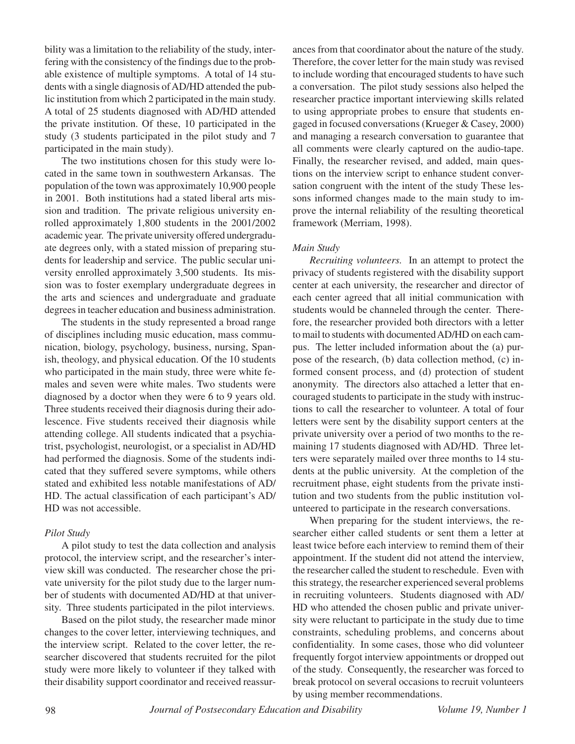bility was a limitation to the reliability of the study, interfering with the consistency of the findings due to the probable existence of multiple symptoms. A total of 14 students with a single diagnosis of AD/HD attended the public institution from which 2 participated in the main study. A total of 25 students diagnosed with AD/HD attended the private institution. Of these, 10 participated in the study (3 students participated in the pilot study and 7 participated in the main study).

The two institutions chosen for this study were located in the same town in southwestern Arkansas. The population of the town was approximately 10,900 people in 2001. Both institutions had a stated liberal arts mission and tradition. The private religious university enrolled approximately 1,800 students in the 2001/2002 academic year. The private university offered undergraduate degrees only, with a stated mission of preparing students for leadership and service. The public secular university enrolled approximately 3,500 students. Its mission was to foster exemplary undergraduate degrees in the arts and sciences and undergraduate and graduate degrees in teacher education and business administration.

The students in the study represented a broad range of disciplines including music education, mass communication, biology, psychology, business, nursing, Spanish, theology, and physical education. Of the 10 students who participated in the main study, three were white females and seven were white males. Two students were diagnosed by a doctor when they were 6 to 9 years old. Three students received their diagnosis during their adolescence. Five students received their diagnosis while attending college. All students indicated that a psychiatrist, psychologist, neurologist, or a specialist in AD/HD had performed the diagnosis. Some of the students indicated that they suffered severe symptoms, while others stated and exhibited less notable manifestations of AD/HD. The actual classification of each participant's AD/HD was not accessible.

*Pilot Study*

A pilot study to test the data collection and analysis protocol, the interview script, and the researcher's interview skill was conducted. The researcher chose the private university for the pilot study due to the larger number of students with documented AD/HD at that university. Three students participated in the pilot interviews.

Based on the pilot study, the researcher made minor changes to the cover letter, interviewing techniques, and the interview script. Related to the cover letter, the researcher discovered that students recruited for the pilot study were more likely to volunteer if they talked with their disability support coordinator and received reassurances from that coordinator about the nature of the study. Therefore, the cover letter for the main study was revised to include wording that encouraged students to have such a conversation. The pilot study sessions also helped the researcher practice important interviewing skills related to using appropriate probes to ensure that students engaged in focused conversations (Krueger & Casey, 2000) and managing a research conversation to guarantee that all comments were clearly captured on the audio-tape. Finally, the researcher revised, and added, main questions on the interview script to enhance student conversation congruent with the intent of the study These lessons informed changes made to the main study to improve the internal reliability of the resulting theoretical framework (Merriam, 1998).

*Main Study*

*Recruiting volunteers.* In an attempt to protect the privacy of students registered with the disability support center at each university, the researcher and director of each center agreed that all initial communication with students would be channeled through the center. Therefore, the researcher provided both directors with a letter to mail to students with documented AD/HD on each campus. The letter included information about the (a) purpose of the research, (b) data collection method, (c) informed consent process, and (d) protection of student anonymity. The directors also attached a letter that encouraged students to participate in the study with instructions to call the researcher to volunteer. A total of four letters were sent by the disability support centers at the private university over a period of two months to the remaining 17 students diagnosed with AD/HD. Three letters were separately mailed over three months to 14 students at the public university. At the completion of the recruitment phase, eight students from the private institution and two students from the public institution volunteered to participate in the research conversations.

When preparing for the student interviews, the researcher either called students or sent them a letter at least twice before each interview to remind them of their appointment. If the student did not attend the interview, the researcher called the student to reschedule. Even with this strategy, the researcher experienced several problems in recruiting volunteers. Students diagnosed with AD/HD who attended the chosen public and private university were reluctant to participate in the study due to time constraints, scheduling problems, and concerns about confidentiality. In some cases, those who did volunteer frequently forgot interview appointments or dropped out of the study. Consequently, the researcher was forced to break protocol on several occasions to recruit volunteers by using member recommendations.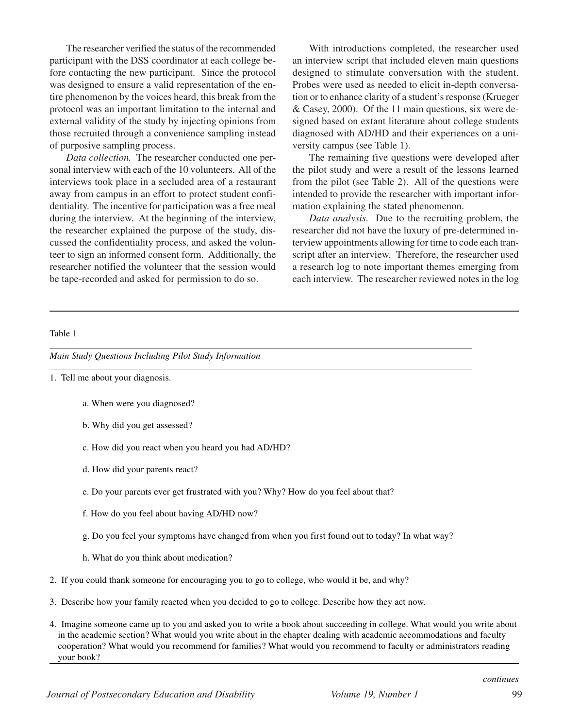The researcher verified the status of the recommended participant with the DSS coordinator at each college before contacting the new participant. Since the protocol was designed to ensure a valid representation of the entire phenomenon by the voices heard, this break from the protocol was an important limitation to the internal and external validity of the study by injecting opinions from those recruited through a convenience sampling instead of purposive sampling process.

*Data collection.* The researcher conducted one personal interview with each of the 10 volunteers. All of the interviews took place in a secluded area of a restaurant away from campus in an effort to protect student confidentiality. The incentive for participation was a free meal during the interview. At the beginning of the interview, the researcher explained the purpose of the study, discussed the confidentiality process, and asked the volunteer to sign an informed consent form. Additionally, the researcher notified the volunteer that the session would be tape-recorded and asked for permission to do so.

With introductions completed, the researcher used an interview script that included eleven main questions designed to stimulate conversation with the student. Probes were used as needed to elicit in-depth conversation or to enhance clarity of a student's response (Krueger & Casey, 2000). Of the 11 main questions, six were designed based on extant literature about college students diagnosed with AD/HD and their experiences on a university campus (see Table 1).

The remaining five questions were developed after the pilot study and were a result of the lessons learned from the pilot (see Table 2). All of the questions were intended to provide the researcher with important information explaining the stated phenomenon.

*Data analysis.* Due to the recruiting problem, the researcher did not have the luxury of pre-determined interview appointments allowing for time to code each transcript after an interview. Therefore, the researcher used a research log to note important themes emerging from each interview. The researcher reviewed notes in the log

Table 1

*Main Study Questions Including Pilot Study Information*

1. Tell me about your diagnosis.
    - a. When were you diagnosed?
    - b. Why did you get assessed?
    - c. How did you react when you heard you had AD/HD?
    - d. How did your parents react?
    - e. Do your parents ever get frustrated with you? Why? How do you feel about that?
    - f. How do you feel about having AD/HD now?
    - g. Do you feel your symptoms have changed from when you first found out to today? In what way?
    - h. What do you think about medication?
2. If you could thank someone for encouraging you to go to college, who would it be, and why?
3. Describe how your family reacted when you decided to go to college. Describe how they act now.
4. Imagine someone came up to you and asked you to write a book about succeeding in college. What would you write about in the academic section? What would you write about in the chapter dealing with academic accommodations and faculty cooperation? What would you recommend for families? What would you recommend to faculty or administrators reading your book?

*continues*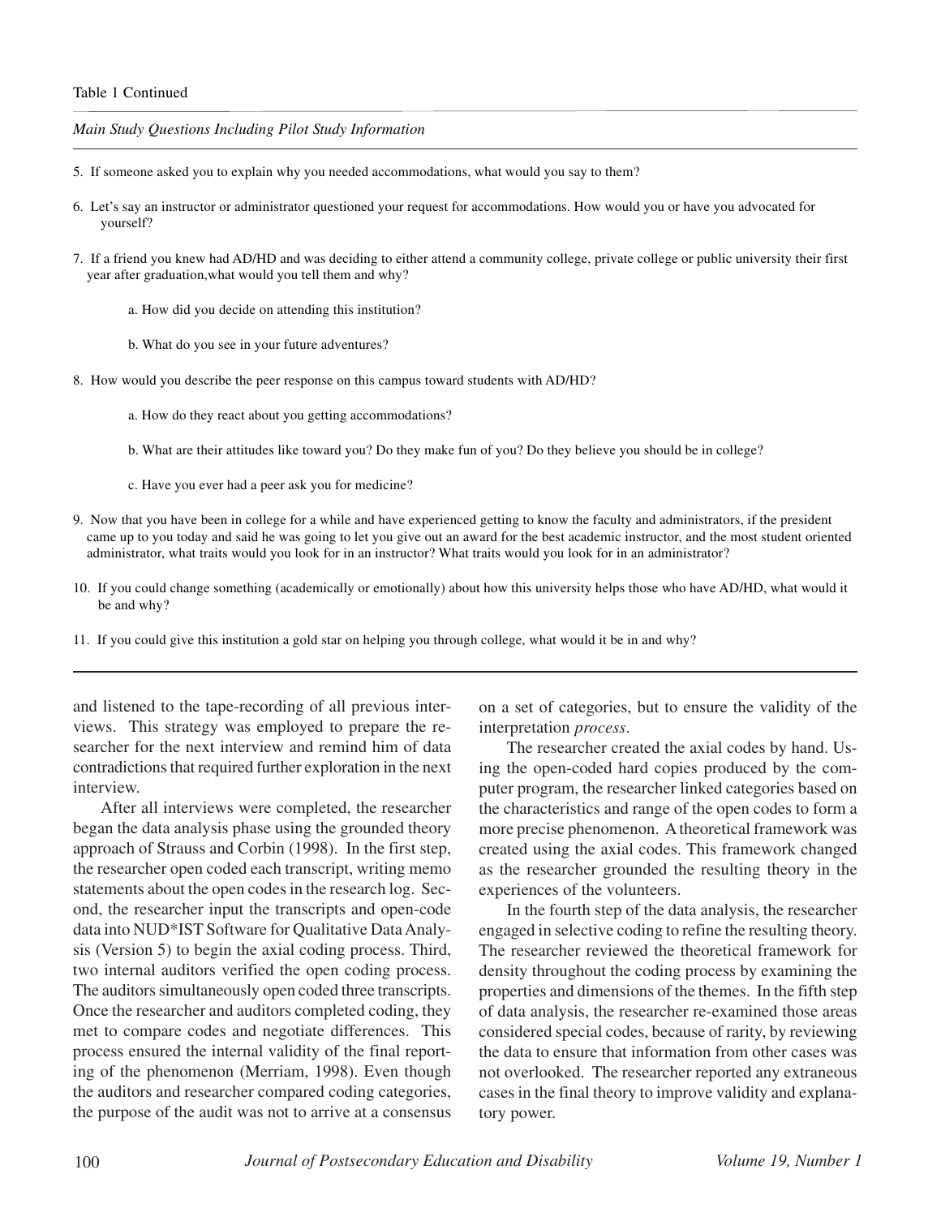Table 1 Continued

*Main Study Questions Including Pilot Study Information*

5. If someone asked you to explain why you needed accommodations, what would you say to them?

6. Let's say an instructor or administrator questioned your request for accommodations. How would you or have you advocated for yourself?

7. If a friend you knew had AD/HD and was deciding to either attend a community college, private college or public university their first year after graduation,what would you tell them and why?

    a. How did you decide on attending this institution?

    b. What do you see in your future adventures?

8. How would you describe the peer response on this campus toward students with AD/HD?

    a. How do they react about you getting accommodations?

    b. What are their attitudes like toward you? Do they make fun of you? Do they believe you should be in college?

    c. Have you ever had a peer ask you for medicine?

9. Now that you have been in college for a while and have experienced getting to know the faculty and administrators, if the president came up to you today and said he was going to let you give out an award for the best academic instructor, and the most student oriented administrator, what traits would you look for in an instructor? What traits would you look for in an administrator?

10. If you could change something (academically or emotionally) about how this university helps those who have AD/HD, what would it be and why?

11. If you could give this institution a gold star on helping you through college, what would it be in and why?

---

and listened to the tape-recording of all previous interviews. This strategy was employed to prepare the researcher for the next interview and remind him of data contradictions that required further exploration in the next interview.

After all interviews were completed, the researcher began the data analysis phase using the grounded theory approach of Strauss and Corbin (1998). In the first step, the researcher open coded each transcript, writing memo statements about the open codes in the research log. Second, the researcher input the transcripts and open-code data into NUD*IST Software for Qualitative Data Analysis (Version 5) to begin the axial coding process. Third, two internal auditors verified the open coding process. The auditors simultaneously open coded three transcripts. Once the researcher and auditors completed coding, they met to compare codes and negotiate differences. This process ensured the internal validity of the final reporting of the phenomenon (Merriam, 1998). Even though the auditors and researcher compared coding categories, the purpose of the audit was not to arrive at a consensus on a set of categories, but to ensure the validity of the interpretation *process*.

The researcher created the axial codes by hand. Using the open-coded hard copies produced by the computer program, the researcher linked categories based on the characteristics and range of the open codes to form a more precise phenomenon. A theoretical framework was created using the axial codes. This framework changed as the researcher grounded the resulting theory in the experiences of the volunteers.

In the fourth step of the data analysis, the researcher engaged in selective coding to refine the resulting theory. The researcher reviewed the theoretical framework for density throughout the coding process by examining the properties and dimensions of the themes. In the fifth step of data analysis, the researcher re-examined those areas considered special codes, because of rarity, by reviewing the data to ensure that information from other cases was not overlooked. The researcher reported any extraneous cases in the final theory to improve validity and explanatory power.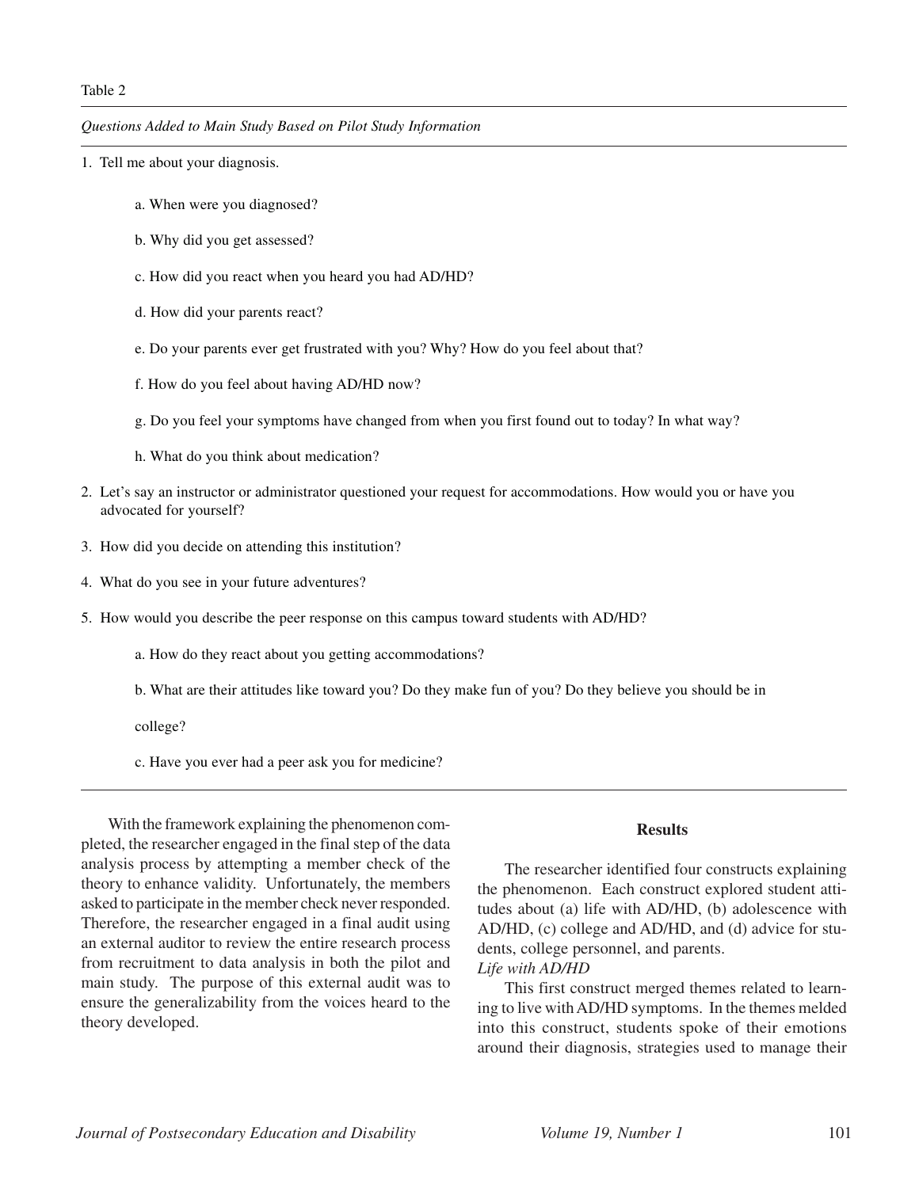Table 2

*Questions Added to Main Study Based on Pilot Study Information*

1. Tell me about your diagnosis.

    a. When were you diagnosed?

    b. Why did you get assessed?

    c. How did you react when you heard you had AD/HD?

    d. How did your parents react?

    e. Do your parents ever get frustrated with you? Why? How do you feel about that?

    f. How do you feel about having AD/HD now?

    g. Do you feel your symptoms have changed from when you first found out to today? In what way?

    h. What do you think about medication?

2. Let's say an instructor or administrator questioned your request for accommodations. How would you or have you advocated for yourself?

3. How did you decide on attending this institution?

4. What do you see in your future adventures?

5. How would you describe the peer response on this campus toward students with AD/HD?

    a. How do they react about you getting accommodations?

    b. What are their attitudes like toward you? Do they make fun of you? Do they believe you should be in college?

    c. Have you ever had a peer ask you for medicine?

With the framework explaining the phenomenon completed, the researcher engaged in the final step of the data analysis process by attempting a member check of the theory to enhance validity. Unfortunately, the members asked to participate in the member check never responded. Therefore, the researcher engaged in a final audit using an external auditor to review the entire research process from recruitment to data analysis in both the pilot and main study. The purpose of this external audit was to ensure the generalizability from the voices heard to the theory developed.

## Results

The researcher identified four constructs explaining the phenomenon. Each construct explored student attitudes about (a) life with AD/HD, (b) adolescence with AD/HD, (c) college and AD/HD, and (d) advice for students, college personnel, and parents.

*Life with AD/HD*

This first construct merged themes related to learning to live with AD/HD symptoms. In the themes melded into this construct, students spoke of their emotions around their diagnosis, strategies used to manage their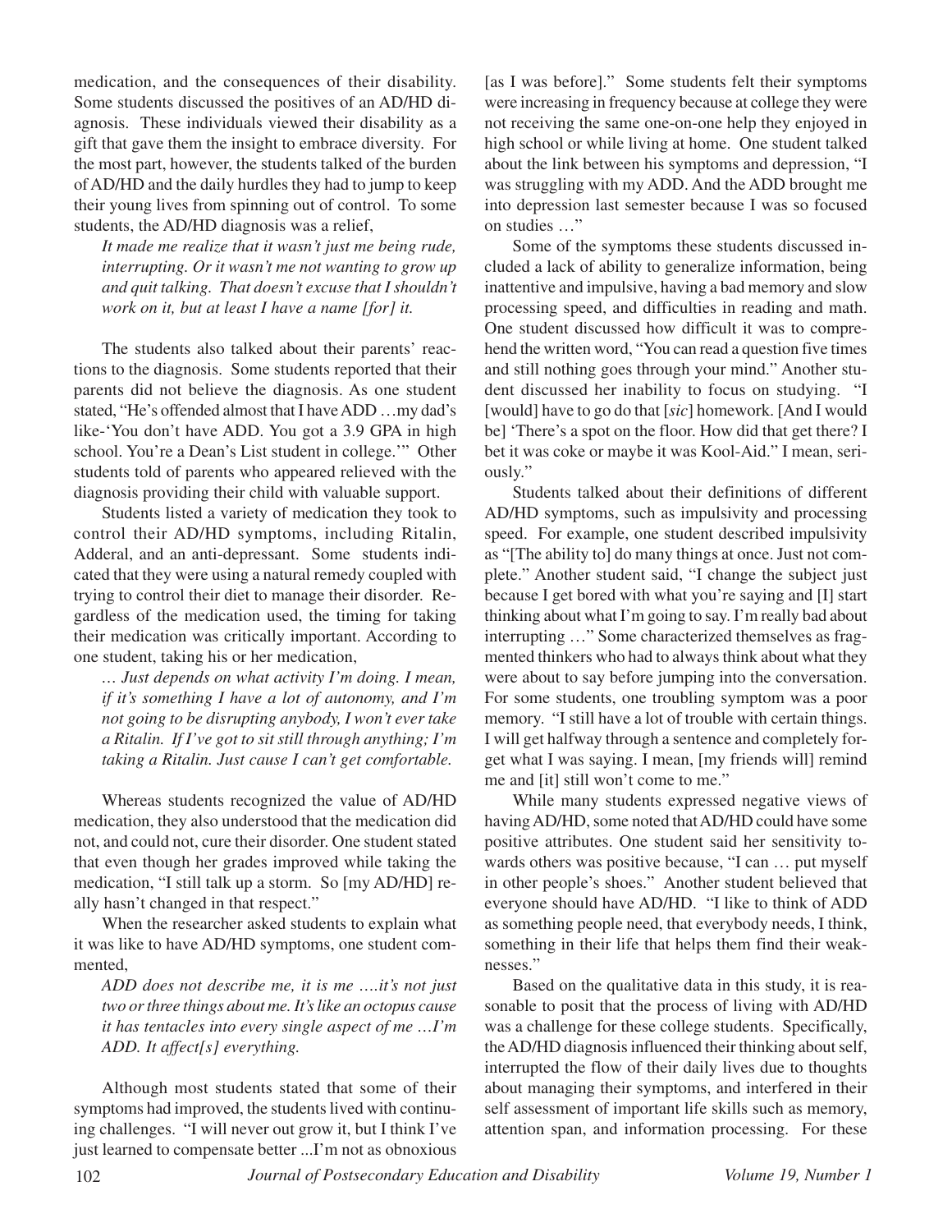medication, and the consequences of their disability. Some students discussed the positives of an AD/HD diagnosis. These individuals viewed their disability as a gift that gave them the insight to embrace diversity. For the most part, however, the students talked of the burden of AD/HD and the daily hurdles they had to jump to keep their young lives from spinning out of control. To some students, the AD/HD diagnosis was a relief,

> *It made me realize that it wasn't just me being rude, interrupting. Or it wasn't me not wanting to grow up and quit talking. That doesn't excuse that I shouldn't work on it, but at least I have a name [for] it.*

The students also talked about their parents' reactions to the diagnosis. Some students reported that their parents did not believe the diagnosis. As one student stated, "He's offended almost that I have ADD …my dad's like-'You don't have ADD. You got a 3.9 GPA in high school. You're a Dean's List student in college.'" Other students told of parents who appeared relieved with the diagnosis providing their child with valuable support.

Students listed a variety of medication they took to control their AD/HD symptoms, including Ritalin, Adderal, and an anti-depressant. Some students indicated that they were using a natural remedy coupled with trying to control their diet to manage their disorder. Regardless of the medication used, the timing for taking their medication was critically important. According to one student, taking his or her medication,

> *… Just depends on what activity I'm doing. I mean, if it's something I have a lot of autonomy, and I'm not going to be disrupting anybody, I won't ever take a Ritalin. If I've got to sit still through anything; I'm taking a Ritalin. Just cause I can't get comfortable.*

Whereas students recognized the value of AD/HD medication, they also understood that the medication did not, and could not, cure their disorder. One student stated that even though her grades improved while taking the medication, "I still talk up a storm. So [my AD/HD] really hasn't changed in that respect."

When the researcher asked students to explain what it was like to have AD/HD symptoms, one student commented,

> *ADD does not describe me, it is me ….it's not just two or three things about me. It's like an octopus cause it has tentacles into every single aspect of me …I'm ADD. It affect[s] everything.*

Although most students stated that some of their symptoms had improved, the students lived with continuing challenges. "I will never out grow it, but I think I've just learned to compensate better ...I'm not as obnoxious [as I was before]." Some students felt their symptoms were increasing in frequency because at college they were not receiving the same one-on-one help they enjoyed in high school or while living at home. One student talked about the link between his symptoms and depression, "I was struggling with my ADD. And the ADD brought me into depression last semester because I was so focused on studies …"

Some of the symptoms these students discussed included a lack of ability to generalize information, being inattentive and impulsive, having a bad memory and slow processing speed, and difficulties in reading and math. One student discussed how difficult it was to comprehend the written word, "You can read a question five times and still nothing goes through your mind." Another student discussed her inability to focus on studying. "I [would] have to go do that [*sic*] homework. [And I would be] 'There's a spot on the floor. How did that get there? I bet it was coke or maybe it was Kool-Aid." I mean, seriously."

Students talked about their definitions of different AD/HD symptoms, such as impulsivity and processing speed. For example, one student described impulsivity as "[The ability to] do many things at once. Just not complete." Another student said, "I change the subject just because I get bored with what you're saying and [I] start thinking about what I'm going to say. I'm really bad about interrupting …" Some characterized themselves as fragmented thinkers who had to always think about what they were about to say before jumping into the conversation. For some students, one troubling symptom was a poor memory. "I still have a lot of trouble with certain things. I will get halfway through a sentence and completely forget what I was saying. I mean, [my friends will] remind me and [it] still won't come to me."

While many students expressed negative views of having AD/HD, some noted that AD/HD could have some positive attributes. One student said her sensitivity towards others was positive because, "I can … put myself in other people's shoes." Another student believed that everyone should have AD/HD. "I like to think of ADD as something people need, that everybody needs, I think, something in their life that helps them find their weaknesses."

Based on the qualitative data in this study, it is reasonable to posit that the process of living with AD/HD was a challenge for these college students. Specifically, the AD/HD diagnosis influenced their thinking about self, interrupted the flow of their daily lives due to thoughts about managing their symptoms, and interfered in their self assessment of important life skills such as memory, attention span, and information processing. For these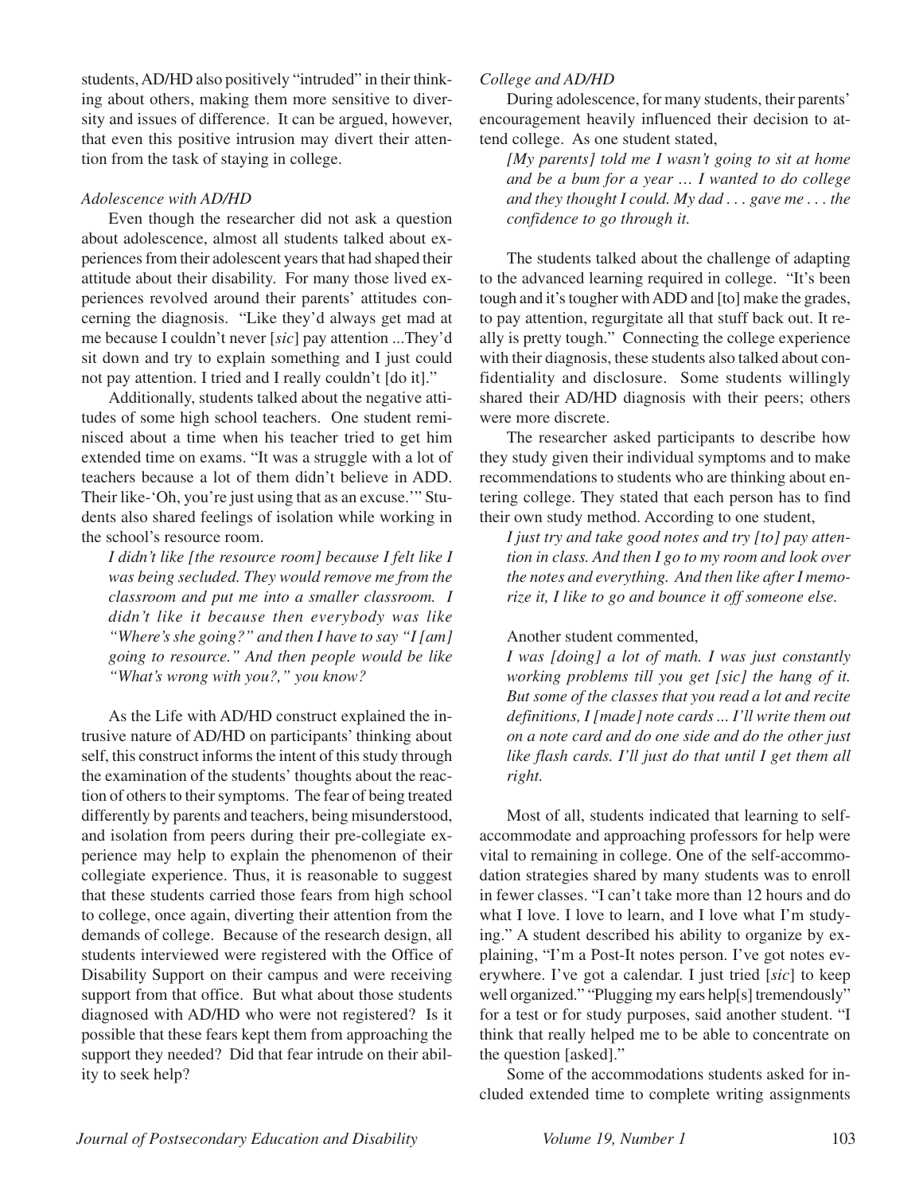students, AD/HD also positively "intruded" in their thinking about others, making them more sensitive to diversity and issues of difference. It can be argued, however, that even this positive intrusion may divert their attention from the task of staying in college.

### *Adolescence with AD/HD*

Even though the researcher did not ask a question about adolescence, almost all students talked about experiences from their adolescent years that had shaped their attitude about their disability. For many those lived experiences revolved around their parents' attitudes concerning the diagnosis. "Like they'd always get mad at me because I couldn't never [*sic*] pay attention ...They'd sit down and try to explain something and I just could not pay attention. I tried and I really couldn't [do it]."

Additionally, students talked about the negative attitudes of some high school teachers. One student reminisced about a time when his teacher tried to get him extended time on exams. "It was a struggle with a lot of teachers because a lot of them didn't believe in ADD. Their like-'Oh, you're just using that as an excuse.'" Students also shared feelings of isolation while working in the school's resource room.

> *I didn't like [the resource room] because I felt like I was being secluded. They would remove me from the classroom and put me into a smaller classroom. I didn't like it because then everybody was like "Where's she going?" and then I have to say "I [am] going to resource." And then people would be like "What's wrong with you?," you know?*

As the Life with AD/HD construct explained the intrusive nature of AD/HD on participants' thinking about self, this construct informs the intent of this study through the examination of the students' thoughts about the reaction of others to their symptoms. The fear of being treated differently by parents and teachers, being misunderstood, and isolation from peers during their pre-collegiate experience may help to explain the phenomenon of their collegiate experience. Thus, it is reasonable to suggest that these students carried those fears from high school to college, once again, diverting their attention from the demands of college. Because of the research design, all students interviewed were registered with the Office of Disability Support on their campus and were receiving support from that office. But what about those students diagnosed with AD/HD who were not registered? Is it possible that these fears kept them from approaching the support they needed? Did that fear intrude on their ability to seek help?

### *College and AD/HD*

During adolescence, for many students, their parents' encouragement heavily influenced their decision to attend college. As one student stated,

> *[My parents] told me I wasn't going to sit at home and be a bum for a year … I wanted to do college and they thought I could. My dad . . . gave me . . . the confidence to go through it.*

The students talked about the challenge of adapting to the advanced learning required in college. "It's been tough and it's tougher with ADD and [to] make the grades, to pay attention, regurgitate all that stuff back out. It really is pretty tough." Connecting the college experience with their diagnosis, these students also talked about confidentiality and disclosure. Some students willingly shared their AD/HD diagnosis with their peers; others were more discrete.

The researcher asked participants to describe how they study given their individual symptoms and to make recommendations to students who are thinking about entering college. They stated that each person has to find their own study method. According to one student,

> *I just try and take good notes and try [to] pay attention in class. And then I go to my room and look over the notes and everything. And then like after I memorize it, I like to go and bounce it off someone else.*

Another student commented,

> *I was [doing] a lot of math. I was just constantly working problems till you get [sic] the hang of it. But some of the classes that you read a lot and recite definitions, I [made] note cards ... I'll write them out on a note card and do one side and do the other just like flash cards. I'll just do that until I get them all right.*

Most of all, students indicated that learning to self-accommodate and approaching professors for help were vital to remaining in college. One of the self-accommodation strategies shared by many students was to enroll in fewer classes. "I can't take more than 12 hours and do what I love. I love to learn, and I love what I'm studying." A student described his ability to organize by explaining, "I'm a Post-It notes person. I've got notes everywhere. I've got a calendar. I just tried [*sic*] to keep well organized." "Plugging my ears help[s] tremendously" for a test or for study purposes, said another student. "I think that really helped me to be able to concentrate on the question [asked]."

Some of the accommodations students asked for included extended time to complete writing assignments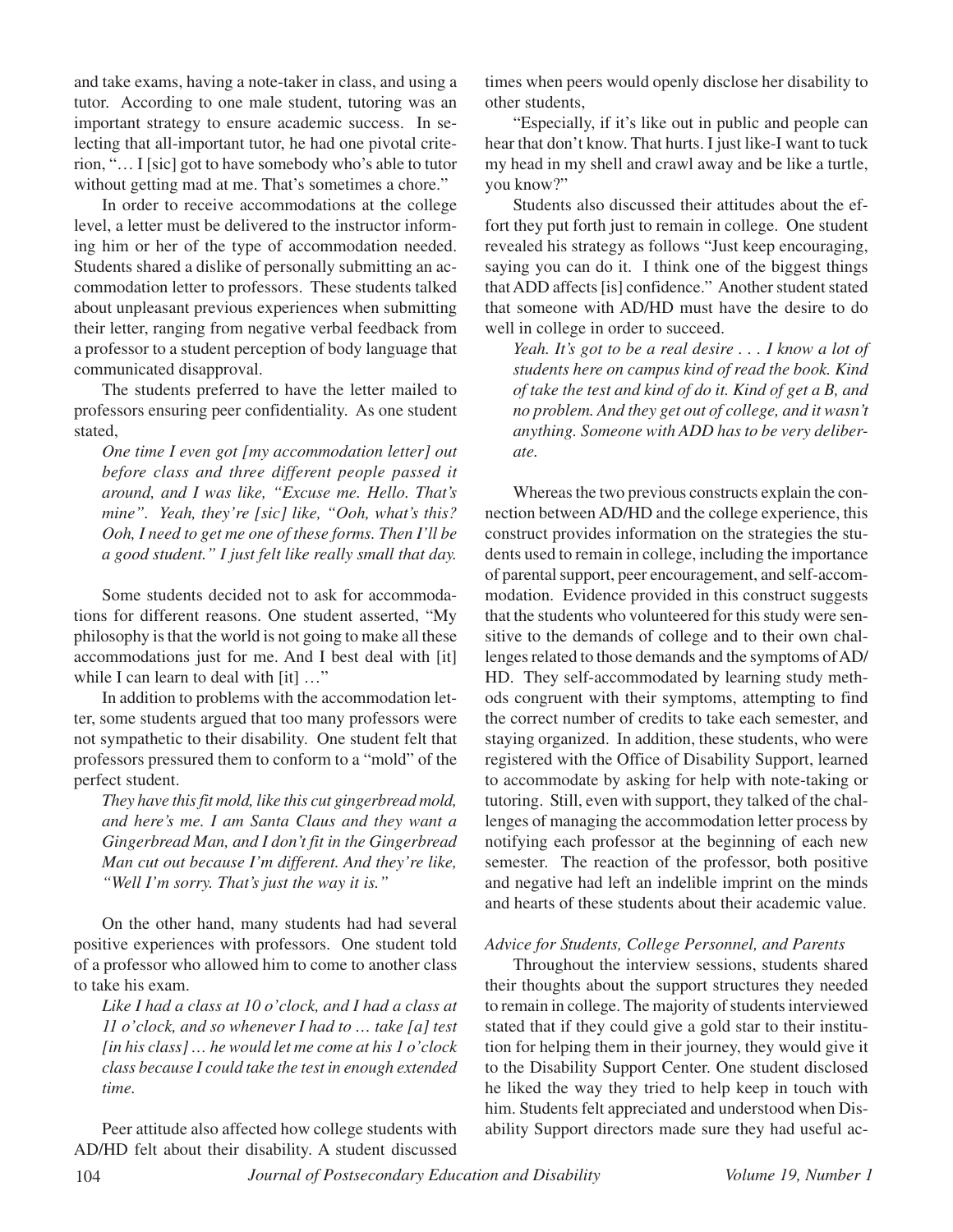and take exams, having a note-taker in class, and using a tutor. According to one male student, tutoring was an important strategy to ensure academic success. In selecting that all-important tutor, he had one pivotal criterion, "… I [sic] got to have somebody who's able to tutor without getting mad at me. That's sometimes a chore."

In order to receive accommodations at the college level, a letter must be delivered to the instructor informing him or her of the type of accommodation needed. Students shared a dislike of personally submitting an accommodation letter to professors. These students talked about unpleasant previous experiences when submitting their letter, ranging from negative verbal feedback from a professor to a student perception of body language that communicated disapproval.

The students preferred to have the letter mailed to professors ensuring peer confidentiality. As one student stated,

> *One time I even got [my accommodation letter] out before class and three different people passed it around, and I was like, "Excuse me. Hello. That's mine". Yeah, they're [sic] like, "Ooh, what's this? Ooh, I need to get me one of these forms. Then I'll be a good student." I just felt like really small that day.*

Some students decided not to ask for accommodations for different reasons. One student asserted, "My philosophy is that the world is not going to make all these accommodations just for me. And I best deal with [it] while I can learn to deal with [it] …"

In addition to problems with the accommodation letter, some students argued that too many professors were not sympathetic to their disability. One student felt that professors pressured them to conform to a "mold" of the perfect student.

> *They have this fit mold, like this cut gingerbread mold, and here's me. I am Santa Claus and they want a Gingerbread Man, and I don't fit in the Gingerbread Man cut out because I'm different. And they're like, "Well I'm sorry. That's just the way it is."*

On the other hand, many students had had several positive experiences with professors. One student told of a professor who allowed him to come to another class to take his exam.

> *Like I had a class at 10 o'clock, and I had a class at 11 o'clock, and so whenever I had to … take [a] test [in his class] … he would let me come at his 1 o'clock class because I could take the test in enough extended time.*

Peer attitude also affected how college students with AD/HD felt about their disability. A student discussed times when peers would openly disclose her disability to other students,

"Especially, if it's like out in public and people can hear that don't know. That hurts. I just like-I want to tuck my head in my shell and crawl away and be like a turtle, you know?"

Students also discussed their attitudes about the effort they put forth just to remain in college. One student revealed his strategy as follows "Just keep encouraging, saying you can do it. I think one of the biggest things that ADD affects [is] confidence." Another student stated that someone with AD/HD must have the desire to do well in college in order to succeed.

> *Yeah. It's got to be a real desire . . . I know a lot of students here on campus kind of read the book. Kind of take the test and kind of do it. Kind of get a B, and no problem. And they get out of college, and it wasn't anything. Someone with ADD has to be very deliberate.*

Whereas the two previous constructs explain the connection between AD/HD and the college experience, this construct provides information on the strategies the students used to remain in college, including the importance of parental support, peer encouragement, and self-accommodation. Evidence provided in this construct suggests that the students who volunteered for this study were sensitive to the demands of college and to their own challenges related to those demands and the symptoms of AD/HD. They self-accommodated by learning study methods congruent with their symptoms, attempting to find the correct number of credits to take each semester, and staying organized. In addition, these students, who were registered with the Office of Disability Support, learned to accommodate by asking for help with note-taking or tutoring. Still, even with support, they talked of the challenges of managing the accommodation letter process by notifying each professor at the beginning of each new semester. The reaction of the professor, both positive and negative had left an indelible imprint on the minds and hearts of these students about their academic value.

*Advice for Students, College Personnel, and Parents*

Throughout the interview sessions, students shared their thoughts about the support structures they needed to remain in college. The majority of students interviewed stated that if they could give a gold star to their institution for helping them in their journey, they would give it to the Disability Support Center. One student disclosed he liked the way they tried to help keep in touch with him. Students felt appreciated and understood when Disability Support directors made sure they had useful ac-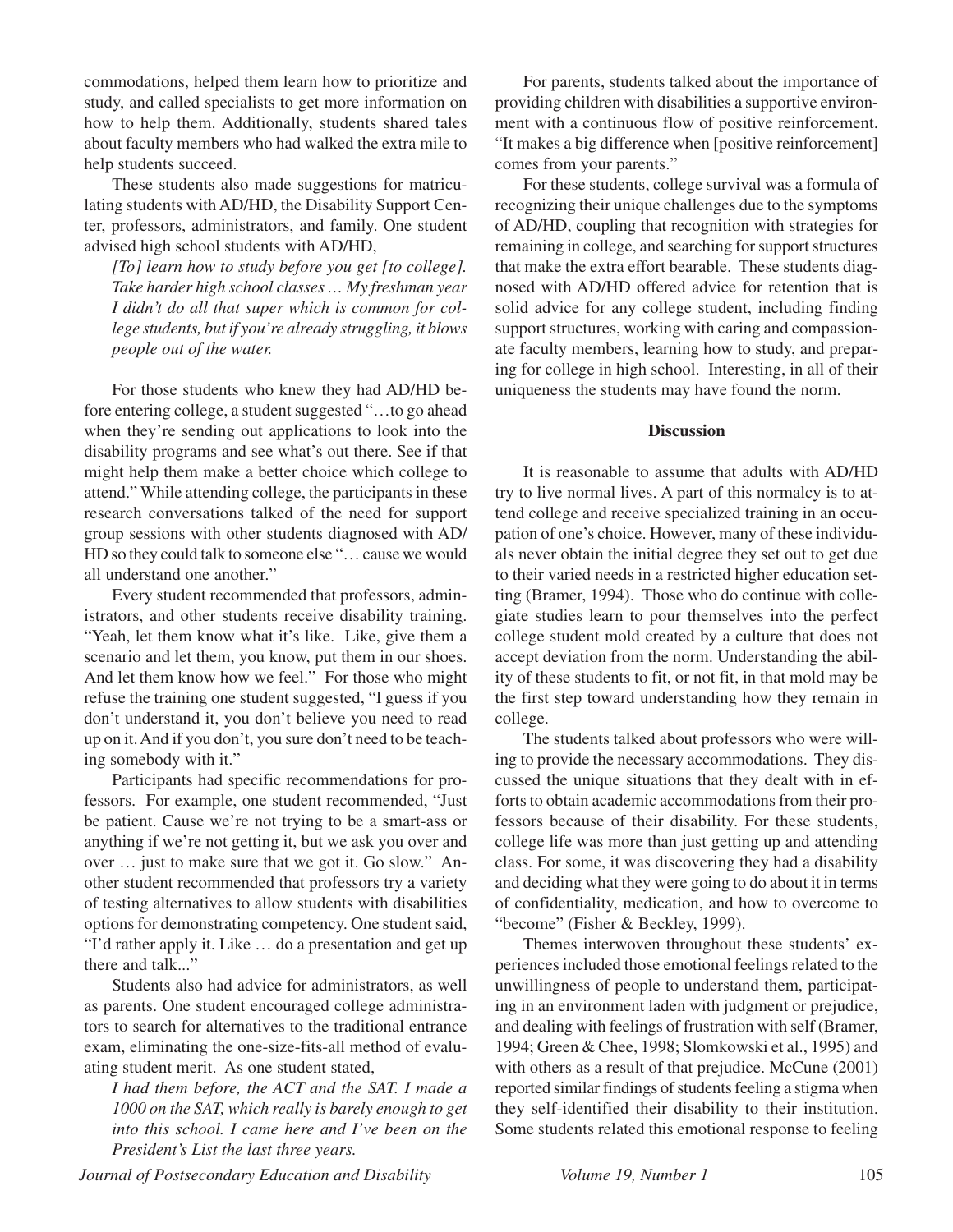commodations, helped them learn how to prioritize and study, and called specialists to get more information on how to help them. Additionally, students shared tales about faculty members who had walked the extra mile to help students succeed.

These students also made suggestions for matriculating students with AD/HD, the Disability Support Center, professors, administrators, and family. One student advised high school students with AD/HD,

> *[To] learn how to study before you get [to college]. Take harder high school classes … My freshman year I didn't do all that super which is common for college students, but if you're already struggling, it blows people out of the water.*

For those students who knew they had AD/HD before entering college, a student suggested "…to go ahead when they're sending out applications to look into the disability programs and see what's out there. See if that might help them make a better choice which college to attend." While attending college, the participants in these research conversations talked of the need for support group sessions with other students diagnosed with AD/HD so they could talk to someone else "… cause we would all understand one another."

Every student recommended that professors, administrators, and other students receive disability training. "Yeah, let them know what it's like. Like, give them a scenario and let them, you know, put them in our shoes. And let them know how we feel." For those who might refuse the training one student suggested, "I guess if you don't understand it, you don't believe you need to read up on it. And if you don't, you sure don't need to be teaching somebody with it."

Participants had specific recommendations for professors. For example, one student recommended, "Just be patient. Cause we're not trying to be a smart-ass or anything if we're not getting it, but we ask you over and over … just to make sure that we got it. Go slow." Another student recommended that professors try a variety of testing alternatives to allow students with disabilities options for demonstrating competency. One student said, "I'd rather apply it. Like … do a presentation and get up there and talk..."

Students also had advice for administrators, as well as parents. One student encouraged college administrators to search for alternatives to the traditional entrance exam, eliminating the one-size-fits-all method of evaluating student merit. As one student stated,

> *I had them before, the ACT and the SAT. I made a 1000 on the SAT, which really is barely enough to get into this school. I came here and I've been on the President's List the last three years.*

For parents, students talked about the importance of providing children with disabilities a supportive environment with a continuous flow of positive reinforcement. "It makes a big difference when [positive reinforcement] comes from your parents."

For these students, college survival was a formula of recognizing their unique challenges due to the symptoms of AD/HD, coupling that recognition with strategies for remaining in college, and searching for support structures that make the extra effort bearable. These students diagnosed with AD/HD offered advice for retention that is solid advice for any college student, including finding support structures, working with caring and compassionate faculty members, learning how to study, and preparing for college in high school. Interesting, in all of their uniqueness the students may have found the norm.

## Discussion

It is reasonable to assume that adults with AD/HD try to live normal lives. A part of this normalcy is to attend college and receive specialized training in an occupation of one's choice. However, many of these individuals never obtain the initial degree they set out to get due to their varied needs in a restricted higher education setting (Bramer, 1994). Those who do continue with collegiate studies learn to pour themselves into the perfect college student mold created by a culture that does not accept deviation from the norm. Understanding the ability of these students to fit, or not fit, in that mold may be the first step toward understanding how they remain in college.

The students talked about professors who were willing to provide the necessary accommodations. They discussed the unique situations that they dealt with in efforts to obtain academic accommodations from their professors because of their disability. For these students, college life was more than just getting up and attending class. For some, it was discovering they had a disability and deciding what they were going to do about it in terms of confidentiality, medication, and how to overcome to "become" (Fisher & Beckley, 1999).

Themes interwoven throughout these students' experiences included those emotional feelings related to the unwillingness of people to understand them, participating in an environment laden with judgment or prejudice, and dealing with feelings of frustration with self (Bramer, 1994; Green & Chee, 1998; Slomkowski et al., 1995) and with others as a result of that prejudice. McCune (2001) reported similar findings of students feeling a stigma when they self-identified their disability to their institution. Some students related this emotional response to feeling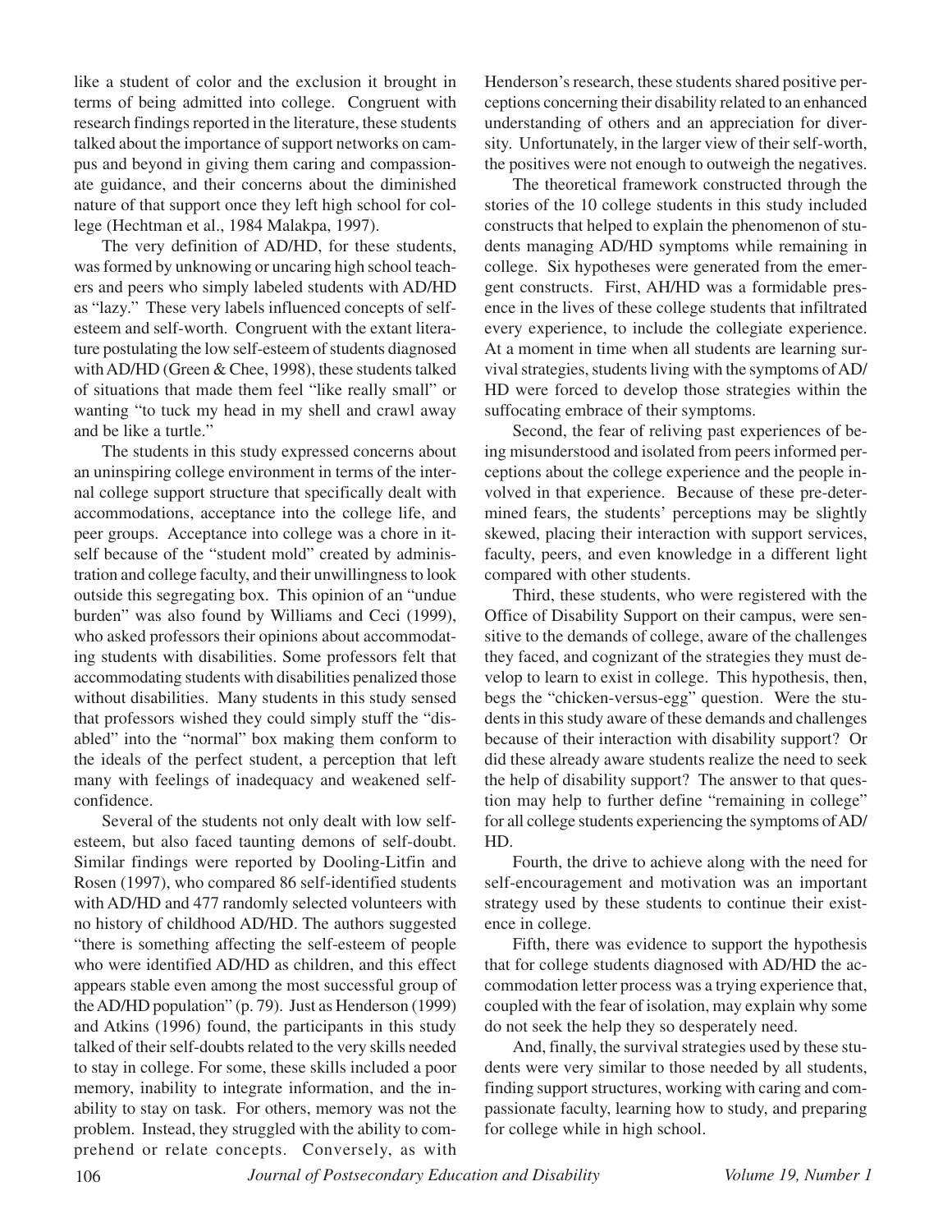like a student of color and the exclusion it brought in terms of being admitted into college. Congruent with research findings reported in the literature, these students talked about the importance of support networks on campus and beyond in giving them caring and compassionate guidance, and their concerns about the diminished nature of that support once they left high school for college (Hechtman et al., 1984 Malakpa, 1997).

The very definition of AD/HD, for these students, was formed by unknowing or uncaring high school teachers and peers who simply labeled students with AD/HD as "lazy." These very labels influenced concepts of self-esteem and self-worth. Congruent with the extant literature postulating the low self-esteem of students diagnosed with AD/HD (Green & Chee, 1998), these students talked of situations that made them feel "like really small" or wanting "to tuck my head in my shell and crawl away and be like a turtle."

The students in this study expressed concerns about an uninspiring college environment in terms of the internal college support structure that specifically dealt with accommodations, acceptance into the college life, and peer groups. Acceptance into college was a chore in itself because of the "student mold" created by administration and college faculty, and their unwillingness to look outside this segregating box. This opinion of an "undue burden" was also found by Williams and Ceci (1999), who asked professors their opinions about accommodating students with disabilities. Some professors felt that accommodating students with disabilities penalized those without disabilities. Many students in this study sensed that professors wished they could simply stuff the "disabled" into the "normal" box making them conform to the ideals of the perfect student, a perception that left many with feelings of inadequacy and weakened self-confidence.

Several of the students not only dealt with low self-esteem, but also faced taunting demons of self-doubt. Similar findings were reported by Dooling-Litfin and Rosen (1997), who compared 86 self-identified students with AD/HD and 477 randomly selected volunteers with no history of childhood AD/HD. The authors suggested "there is something affecting the self-esteem of people who were identified AD/HD as children, and this effect appears stable even among the most successful group of the AD/HD population" (p. 79). Just as Henderson (1999) and Atkins (1996) found, the participants in this study talked of their self-doubts related to the very skills needed to stay in college. For some, these skills included a poor memory, inability to integrate information, and the inability to stay on task. For others, memory was not the problem. Instead, they struggled with the ability to comprehend or relate concepts. Conversely, as with Henderson's research, these students shared positive perceptions concerning their disability related to an enhanced understanding of others and an appreciation for diversity. Unfortunately, in the larger view of their self-worth, the positives were not enough to outweigh the negatives.

The theoretical framework constructed through the stories of the 10 college students in this study included constructs that helped to explain the phenomenon of students managing AD/HD symptoms while remaining in college. Six hypotheses were generated from the emergent constructs. First, AH/HD was a formidable presence in the lives of these college students that infiltrated every experience, to include the collegiate experience. At a moment in time when all students are learning survival strategies, students living with the symptoms of AD/HD were forced to develop those strategies within the suffocating embrace of their symptoms.

Second, the fear of reliving past experiences of being misunderstood and isolated from peers informed perceptions about the college experience and the people involved in that experience. Because of these pre-determined fears, the students' perceptions may be slightly skewed, placing their interaction with support services, faculty, peers, and even knowledge in a different light compared with other students.

Third, these students, who were registered with the Office of Disability Support on their campus, were sensitive to the demands of college, aware of the challenges they faced, and cognizant of the strategies they must develop to learn to exist in college. This hypothesis, then, begs the "chicken-versus-egg" question. Were the students in this study aware of these demands and challenges because of their interaction with disability support? Or did these already aware students realize the need to seek the help of disability support? The answer to that question may help to further define "remaining in college" for all college students experiencing the symptoms of AD/HD.

Fourth, the drive to achieve along with the need for self-encouragement and motivation was an important strategy used by these students to continue their existence in college.

Fifth, there was evidence to support the hypothesis that for college students diagnosed with AD/HD the accommodation letter process was a trying experience that, coupled with the fear of isolation, may explain why some do not seek the help they so desperately need.

And, finally, the survival strategies used by these students were very similar to those needed by all students, finding support structures, working with caring and compassionate faculty, learning how to study, and preparing for college while in high school.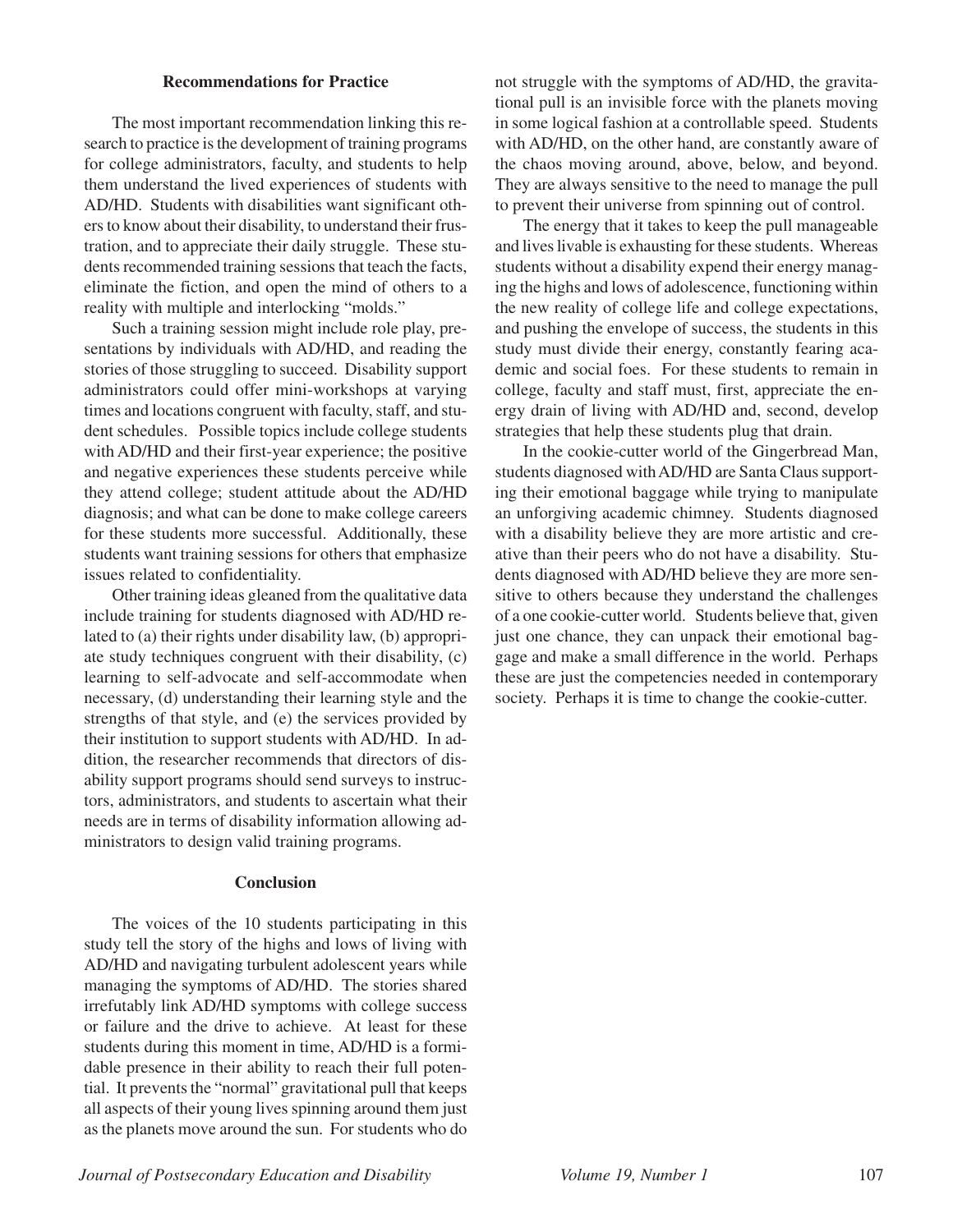## Recommendations for Practice

The most important recommendation linking this research to practice is the development of training programs for college administrators, faculty, and students to help them understand the lived experiences of students with AD/HD. Students with disabilities want significant others to know about their disability, to understand their frustration, and to appreciate their daily struggle. These students recommended training sessions that teach the facts, eliminate the fiction, and open the mind of others to a reality with multiple and interlocking "molds."

Such a training session might include role play, presentations by individuals with AD/HD, and reading the stories of those struggling to succeed. Disability support administrators could offer mini-workshops at varying times and locations congruent with faculty, staff, and student schedules. Possible topics include college students with AD/HD and their first-year experience; the positive and negative experiences these students perceive while they attend college; student attitude about the AD/HD diagnosis; and what can be done to make college careers for these students more successful. Additionally, these students want training sessions for others that emphasize issues related to confidentiality.

Other training ideas gleaned from the qualitative data include training for students diagnosed with AD/HD related to (a) their rights under disability law, (b) appropriate study techniques congruent with their disability, (c) learning to self-advocate and self-accommodate when necessary, (d) understanding their learning style and the strengths of that style, and (e) the services provided by their institution to support students with AD/HD. In addition, the researcher recommends that directors of disability support programs should send surveys to instructors, administrators, and students to ascertain what their needs are in terms of disability information allowing administrators to design valid training programs.

## Conclusion

The voices of the 10 students participating in this study tell the story of the highs and lows of living with AD/HD and navigating turbulent adolescent years while managing the symptoms of AD/HD. The stories shared irrefutably link AD/HD symptoms with college success or failure and the drive to achieve. At least for these students during this moment in time, AD/HD is a formidable presence in their ability to reach their full potential. It prevents the "normal" gravitational pull that keeps all aspects of their young lives spinning around them just as the planets move around the sun. For students who do not struggle with the symptoms of AD/HD, the gravitational pull is an invisible force with the planets moving in some logical fashion at a controllable speed. Students with AD/HD, on the other hand, are constantly aware of the chaos moving around, above, below, and beyond. They are always sensitive to the need to manage the pull to prevent their universe from spinning out of control.

The energy that it takes to keep the pull manageable and lives livable is exhausting for these students. Whereas students without a disability expend their energy managing the highs and lows of adolescence, functioning within the new reality of college life and college expectations, and pushing the envelope of success, the students in this study must divide their energy, constantly fearing academic and social foes. For these students to remain in college, faculty and staff must, first, appreciate the energy drain of living with AD/HD and, second, develop strategies that help these students plug that drain.

In the cookie-cutter world of the Gingerbread Man, students diagnosed with AD/HD are Santa Claus supporting their emotional baggage while trying to manipulate an unforgiving academic chimney. Students diagnosed with a disability believe they are more artistic and creative than their peers who do not have a disability. Students diagnosed with AD/HD believe they are more sensitive to others because they understand the challenges of a one cookie-cutter world. Students believe that, given just one chance, they can unpack their emotional baggage and make a small difference in the world. Perhaps these are just the competencies needed in contemporary society. Perhaps it is time to change the cookie-cutter.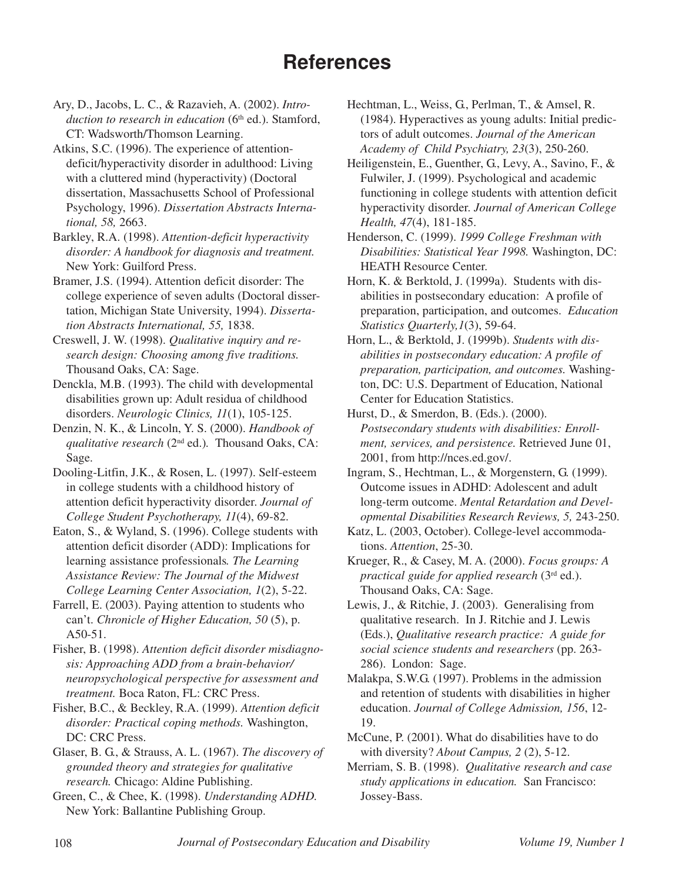# References

Ary, D., Jacobs, L. C., & Razavieh, A. (2002). *Introduction to research in education* (6th ed.). Stamford, CT: Wadsworth/Thomson Learning.

Atkins, S.C. (1996). The experience of attention-deficit/hyperactivity disorder in adulthood: Living with a cluttered mind (hyperactivity) (Doctoral dissertation, Massachusetts School of Professional Psychology, 1996). *Dissertation Abstracts International, 58,* 2663.

Barkley, R.A. (1998). *Attention-deficit hyperactivity disorder: A handbook for diagnosis and treatment.* New York: Guilford Press.

Bramer, J.S. (1994). Attention deficit disorder: The college experience of seven adults (Doctoral dissertation, Michigan State University, 1994). *Dissertation Abstracts International, 55,* 1838.

Creswell, J. W. (1998). *Qualitative inquiry and research design: Choosing among five traditions.* Thousand Oaks, CA: Sage.

Denckla, M.B. (1993). The child with developmental disabilities grown up: Adult residua of childhood disorders. *Neurologic Clinics, 11*(1), 105-125.

Denzin, N. K., & Lincoln, Y. S. (2000). *Handbook of qualitative research* (2nd ed.). Thousand Oaks, CA: Sage.

Dooling-Litfin, J.K., & Rosen, L. (1997). Self-esteem in college students with a childhood history of attention deficit hyperactivity disorder. *Journal of College Student Psychotherapy, 11*(4), 69-82.

Eaton, S., & Wyland, S. (1996). College students with attention deficit disorder (ADD): Implications for learning assistance professionals*. The Learning Assistance Review: The Journal of the Midwest College Learning Center Association, 1*(2), 5-22.

Farrell, E. (2003). Paying attention to students who can't. *Chronicle of Higher Education, 50* (5), p. A50-51.

Fisher, B. (1998). *Attention deficit disorder misdiagnosis: Approaching ADD from a brain-behavior/neuropsychological perspective for assessment and treatment.* Boca Raton, FL: CRC Press.

Fisher, B.C., & Beckley, R.A. (1999). *Attention deficit disorder: Practical coping methods.* Washington, DC: CRC Press.

Glaser, B. G., & Strauss, A. L. (1967). *The discovery of grounded theory and strategies for qualitative research.* Chicago: Aldine Publishing.

Green, C., & Chee, K. (1998). *Understanding ADHD.* New York: Ballantine Publishing Group.

Hechtman, L., Weiss, G., Perlman, T., & Amsel, R. (1984). Hyperactives as young adults: Initial predictors of adult outcomes. *Journal of the American Academy of Child Psychiatry, 23*(3), 250-260.

Heiligenstein, E., Guenther, G., Levy, A., Savino, F., & Fulwiler, J. (1999). Psychological and academic functioning in college students with attention deficit hyperactivity disorder. *Journal of American College Health, 47*(4), 181-185.

Henderson, C. (1999). *1999 College Freshman with Disabilities: Statistical Year 1998.* Washington, DC: HEATH Resource Center.

Horn, K. & Berktold, J. (1999a). Students with disabilities in postsecondary education: A profile of preparation, participation, and outcomes. *Education Statistics Quarterly,1*(3), 59-64.

Horn, L., & Berktold, J. (1999b). *Students with disabilities in postsecondary education: A profile of preparation, participation, and outcomes.* Washington, DC: U.S. Department of Education, National Center for Education Statistics.

Hurst, D., & Smerdon, B. (Eds.). (2000). *Postsecondary students with disabilities: Enrollment, services, and persistence.* Retrieved June 01, 2001, from http://nces.ed.gov/.

Ingram, S., Hechtman, L., & Morgenstern, G. (1999). Outcome issues in ADHD: Adolescent and adult long-term outcome. *Mental Retardation and Developmental Disabilities Research Reviews, 5,* 243-250.

Katz, L. (2003, October). College-level accommodations. *Attention*, 25-30.

Krueger, R., & Casey, M. A. (2000). *Focus groups: A practical guide for applied research* (3rd ed.). Thousand Oaks, CA: Sage.

Lewis, J., & Ritchie, J. (2003). Generalising from qualitative research. In J. Ritchie and J. Lewis (Eds.), *Qualitative research practice: A guide for social science students and researchers* (pp. 263-286). London: Sage.

Malakpa, S.W.G. (1997). Problems in the admission and retention of students with disabilities in higher education. *Journal of College Admission, 156*, 12-19.

McCune, P. (2001). What do disabilities have to do with diversity? *About Campus, 2* (2), 5-12.

Merriam, S. B. (1998). *Qualitative research and case study applications in education.* San Francisco: Jossey-Bass.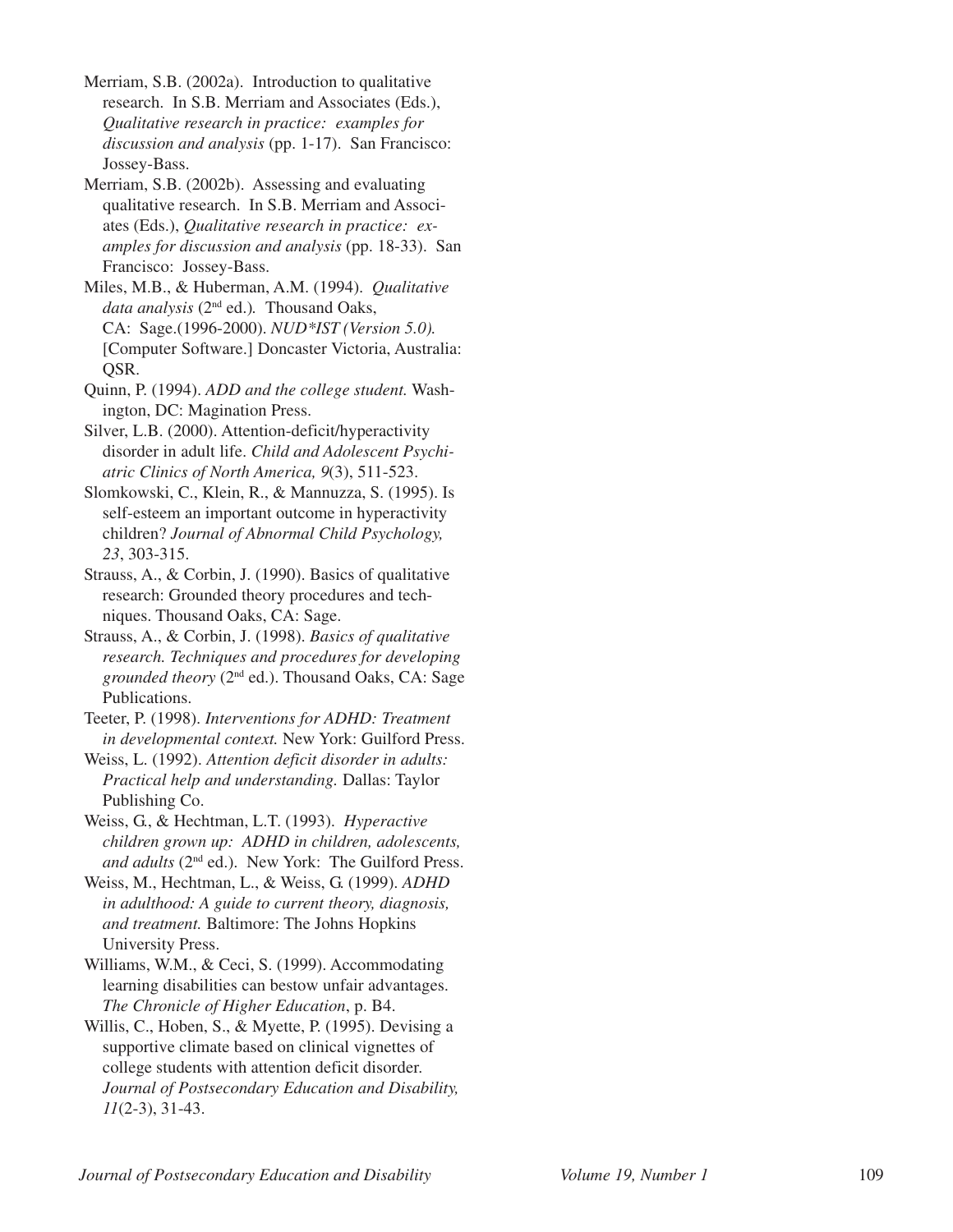Merriam, S.B. (2002a). Introduction to qualitative research. In S.B. Merriam and Associates (Eds.), *Qualitative research in practice: examples for discussion and analysis* (pp. 1-17). San Francisco: Jossey-Bass.

Merriam, S.B. (2002b). Assessing and evaluating qualitative research. In S.B. Merriam and Associates (Eds.), *Qualitative research in practice: examples for discussion and analysis* (pp. 18-33). San Francisco: Jossey-Bass.

Miles, M.B., & Huberman, A.M. (1994). *Qualitative data analysis* (2nd ed.). Thousand Oaks, CA: Sage.(1996-2000). *NUD*IST (Version 5.0).* [Computer Software.] Doncaster Victoria, Australia: QSR.

Quinn, P. (1994). *ADD and the college student.* Washington, DC: Magination Press.

Silver, L.B. (2000). Attention-deficit/hyperactivity disorder in adult life. *Child and Adolescent Psychiatric Clinics of North America, 9*(3), 511-523.

Slomkowski, C., Klein, R., & Mannuzza, S. (1995). Is self-esteem an important outcome in hyperactivity children? *Journal of Abnormal Child Psychology, 23*, 303-315.

Strauss, A., & Corbin, J. (1990). Basics of qualitative research: Grounded theory procedures and techniques. Thousand Oaks, CA: Sage.

Strauss, A., & Corbin, J. (1998). *Basics of qualitative research. Techniques and procedures for developing grounded theory* (2nd ed.). Thousand Oaks, CA: Sage Publications.

Teeter, P. (1998). *Interventions for ADHD: Treatment in developmental context.* New York: Guilford Press.

Weiss, L. (1992). *Attention deficit disorder in adults: Practical help and understanding.* Dallas: Taylor Publishing Co.

Weiss, G., & Hechtman, L.T. (1993). *Hyperactive children grown up: ADHD in children, adolescents, and adults* (2nd ed.). New York: The Guilford Press.

Weiss, M., Hechtman, L., & Weiss, G. (1999). *ADHD in adulthood: A guide to current theory, diagnosis, and treatment.* Baltimore: The Johns Hopkins University Press.

Williams, W.M., & Ceci, S. (1999). Accommodating learning disabilities can bestow unfair advantages. *The Chronicle of Higher Education*, p. B4.

Willis, C., Hoben, S., & Myette, P. (1995). Devising a supportive climate based on clinical vignettes of college students with attention deficit disorder. *Journal of Postsecondary Education and Disability, 11*(2-3), 31-43.